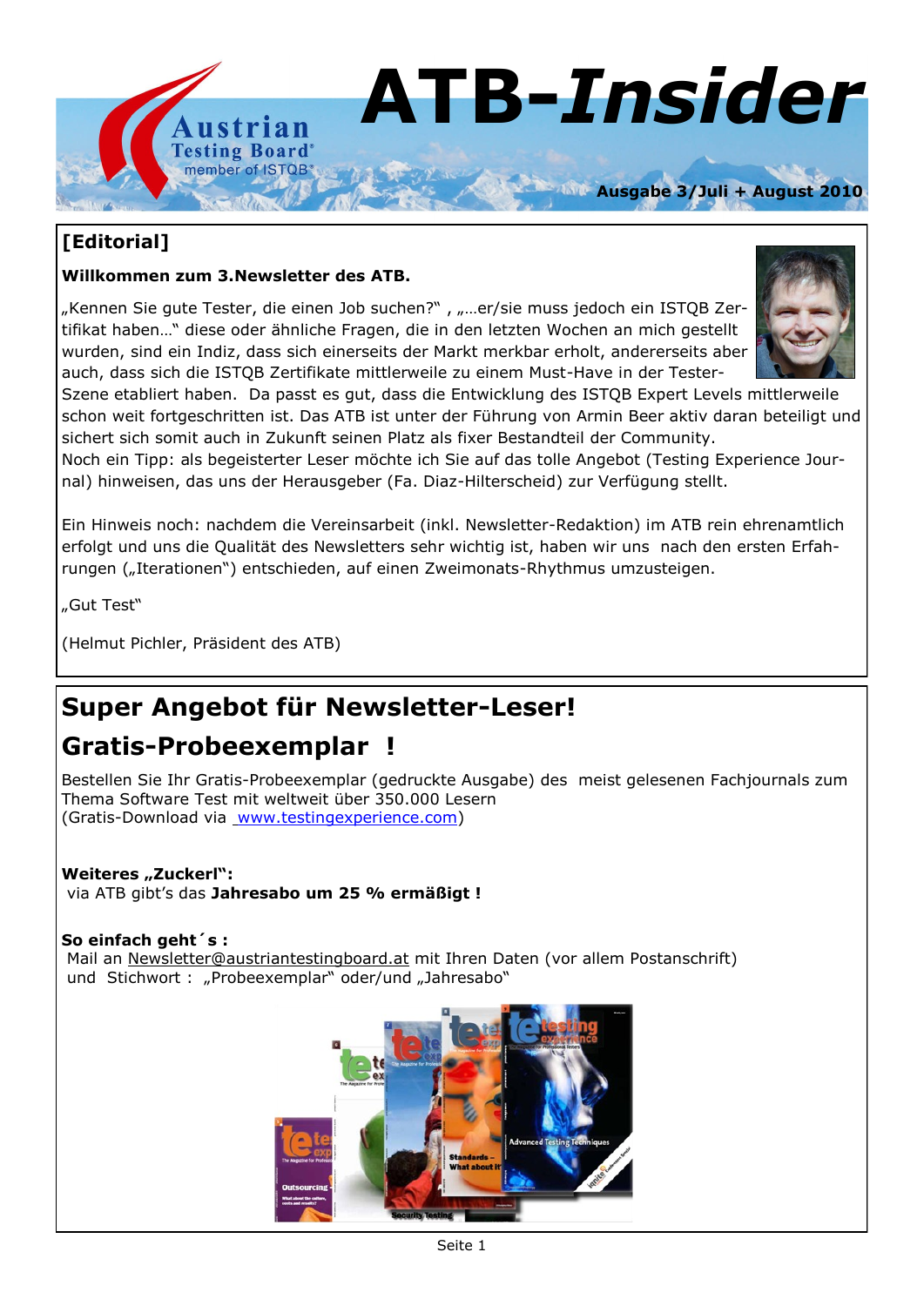# ATB-*Insider*

Austrian Testing Board® member of ISTQB®

**Ausgabe 3/Juli + August 2010**

## [Editorial]

**Willkommen zum 3.Newsletter des ATB.**

„Kennen Sie gute Tester, die einen Job suchen?" , „…er/sie muss jedoch ein ISTQB Zertifikat haben…" diese oder ähnliche Fragen, die in den letzten Wochen an mich gestellt wurden, sind ein Indiz, dass sich einerseits der Markt merkbar erholt, andererseits aber auch, dass sich die ISTQB Zertifikate mittlerweile zu einem Must-Have in der Tester-Szene etabliert haben. Da passt es gut, dass die Entwicklung des ISTQB Expert Levels mittlerweile schon weit fortgeschritten ist. Das ATB ist unter der Führung von Armin Beer aktiv daran beteiligt und sichert sich somit auch in Zukunft seinen Platz als fixer Bestandteil der Community.
Noch ein Tipp: als begeisterter Leser möchte ich Sie auf das tolle Angebot (Testing Experience Journal) hinweisen, das uns der Herausgeber (Fa. Diaz-Hilterscheid) zur Verfügung stellt.

Ein Hinweis noch: nachdem die Vereinsarbeit (inkl. Newsletter-Redaktion) im ATB rein ehrenamtlich erfolgt und uns die Qualität des Newsletters sehr wichtig ist, haben wir uns nach den ersten Erfahrungen („Iterationen") entschieden, auf einen Zweimonats-Rhythmus umzusteigen.

„Gut Test"

(Helmut Pichler, Präsident des ATB)

## Super Angebot für Newsletter-Leser!

## Gratis-Probeexemplar !

Bestellen Sie Ihr Gratis-Probeexemplar (gedruckte Ausgabe) des meist gelesenen Fachjournals zum Thema Software Test mit weltweit über 350.000 Lesern
(Gratis-Download via www.testingexperience.com)

**Weiteres „Zuckerl":**
via ATB gibt's das **Jahresabo um 25 % ermäßigt !**

**So einfach geht´s :**
Mail an Newsletter@austriantestingboard.at mit Ihren Daten (vor allem Postanschrift)
und Stichwort : „Probeexemplar" oder/und „Jahresabo"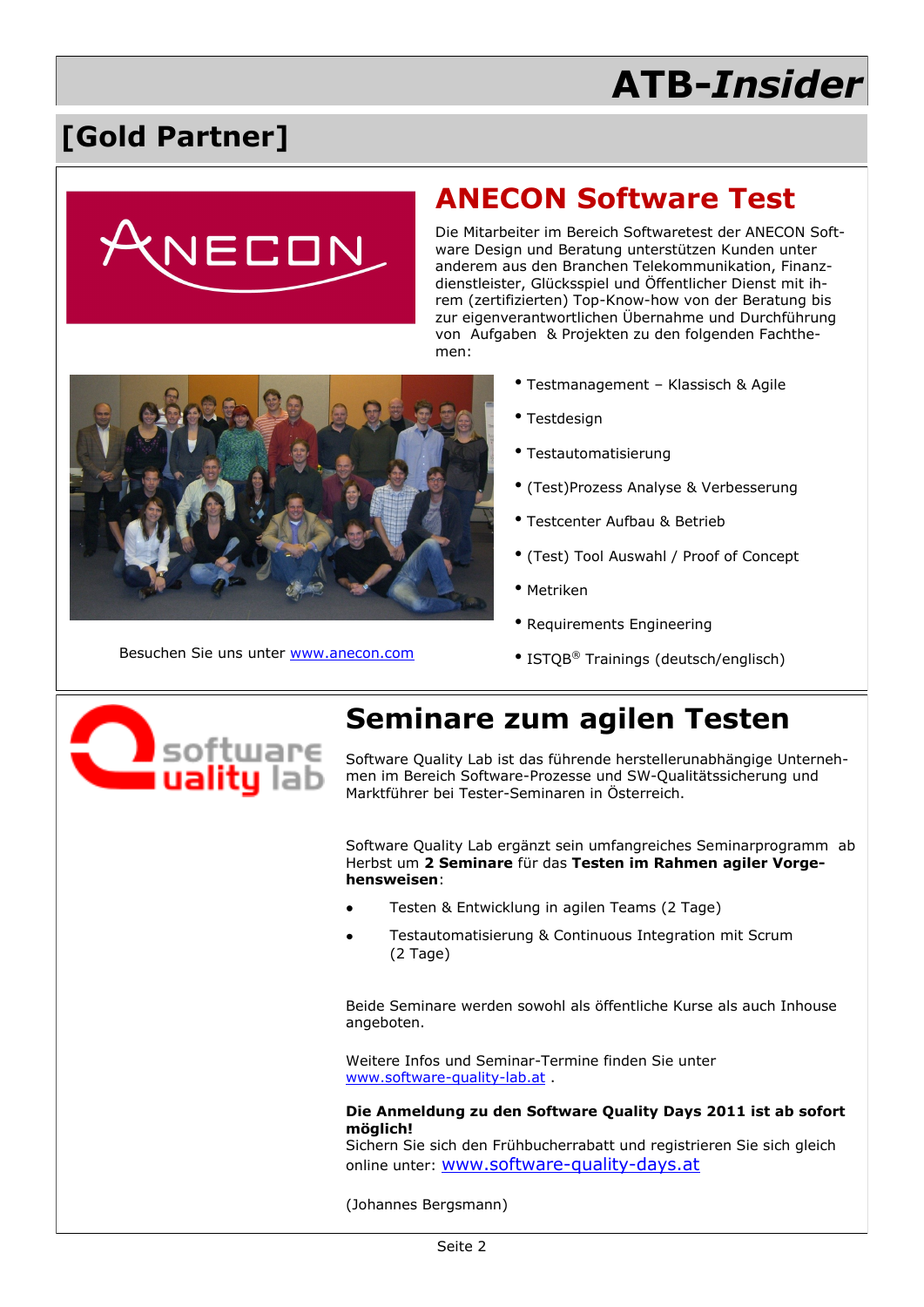## [Gold Partner]

## ANECON Software Test

Die Mitarbeiter im Bereich Softwaretest der ANECON Software Design und Beratung unterstützen Kunden unter anderem aus den Branchen Telekommunikation, Finanzdienstleister, Glücksspiel und Öffentlicher Dienst mit ihrem (zertifizierten) Top-Know-how von der Beratung bis zur eigenverantwortlichen Übernahme und Durchführung von Aufgaben & Projekten zu den folgenden Fachthemen:

- Testmanagement – Klassisch & Agile
- Testdesign
- Testautomatisierung
- (Test)Prozess Analyse & Verbesserung
- Testcenter Aufbau & Betrieb
- (Test) Tool Auswahl / Proof of Concept
- Metriken
- Requirements Engineering
- ISTQB® Trainings (deutsch/englisch)

Besuchen Sie uns unter www.anecon.com

## Seminare zum agilen Testen

Software Quality Lab ist das führende herstellerunabhängige Unternehmen im Bereich Software-Prozesse und SW-Qualitätssicherung und Marktführer bei Tester-Seminaren in Österreich.

Software Quality Lab ergänzt sein umfangreiches Seminarprogramm ab Herbst um **2 Seminare** für das **Testen im Rahmen agiler Vorgehensweisen**:

- Testen & Entwicklung in agilen Teams (2 Tage)
- Testautomatisierung & Continuous Integration mit Scrum (2 Tage)

Beide Seminare werden sowohl als öffentliche Kurse als auch Inhouse angeboten.

Weitere Infos und Seminar-Termine finden Sie unter www.software-quality-lab.at .

**Die Anmeldung zu den Software Quality Days 2011 ist ab sofort möglich!**
Sichern Sie sich den Frühbucherrabatt und registrieren Sie sich gleich online unter: www.software-quality-days.at

(Johannes Bergsmann)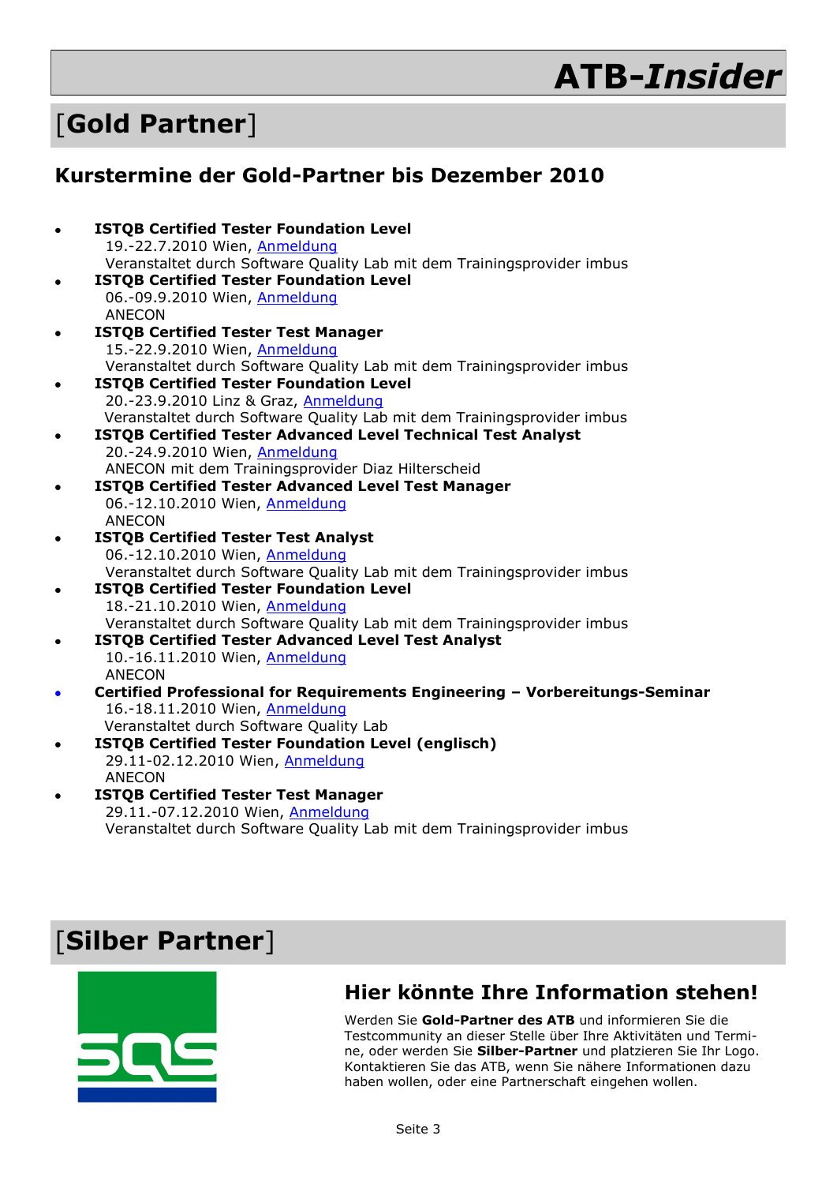# ATB-*Insider*

# [**Gold Partner**]

## Kurstermine der Gold-Partner bis Dezember 2010

- **ISTQB Certified Tester Foundation Level**
  19.-22.7.2010 Wien, Anmeldung
  Veranstaltet durch Software Quality Lab mit dem Trainingsprovider imbus
- **ISTQB Certified Tester Foundation Level**
  06.-09.9.2010 Wien, Anmeldung
  ANECON
- **ISTQB Certified Tester Test Manager**
  15.-22.9.2010 Wien, Anmeldung
  Veranstaltet durch Software Quality Lab mit dem Trainingsprovider imbus
- **ISTQB Certified Tester Foundation Level**
  20.-23.9.2010 Linz & Graz, Anmeldung
  Veranstaltet durch Software Quality Lab mit dem Trainingsprovider imbus
- **ISTQB Certified Tester Advanced Level Technical Test Analyst**
  20.-24.9.2010 Wien, Anmeldung
  ANECON mit dem Trainingsprovider Diaz Hilterscheid
- **ISTQB Certified Tester Advanced Level Test Manager**
  06.-12.10.2010 Wien, Anmeldung
  ANECON
- **ISTQB Certified Tester Test Analyst**
  06.-12.10.2010 Wien, Anmeldung
  Veranstaltet durch Software Quality Lab mit dem Trainingsprovider imbus
- **ISTQB Certified Tester Foundation Level**
  18.-21.10.2010 Wien, Anmeldung
  Veranstaltet durch Software Quality Lab mit dem Trainingsprovider imbus
- **ISTQB Certified Tester Advanced Level Test Analyst**
  10.-16.11.2010 Wien, Anmeldung
  ANECON
- **Certified Professional for Requirements Engineering – Vorbereitungs-Seminar**
  16.-18.11.2010 Wien, Anmeldung
  Veranstaltet durch Software Quality Lab
- **ISTQB Certified Tester Foundation Level (englisch)**
  29.11-02.12.2010 Wien, Anmeldung
  ANECON
- **ISTQB Certified Tester Test Manager**
  29.11.-07.12.2010 Wien, Anmeldung
  Veranstaltet durch Software Quality Lab mit dem Trainingsprovider imbus

# [**Silber Partner**]

SQS

## Hier könnte Ihre Information stehen!

Werden Sie **Gold-Partner des ATB** und informieren Sie die Testcommunity an dieser Stelle über Ihre Aktivitäten und Termine, oder werden Sie **Silber-Partner** und platzieren Sie Ihr Logo. Kontaktieren Sie das ATB, wenn Sie nähere Informationen dazu haben wollen, oder eine Partnerschaft eingehen wollen.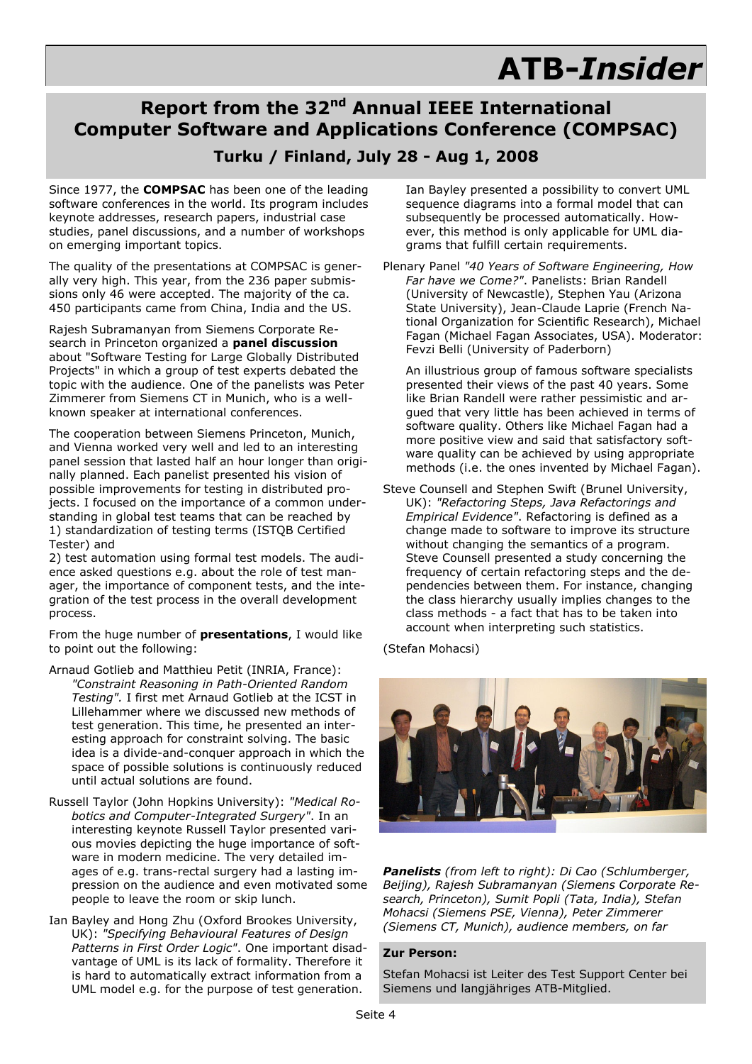# Report from the 32nd Annual IEEE International Computer Software and Applications Conference (COMPSAC)

### Turku / Finland, July 28 - Aug 1, 2008

Since 1977, the **COMPSAC** has been one of the leading software conferences in the world. Its program includes keynote addresses, research papers, industrial case studies, panel discussions, and a number of workshops on emerging important topics.

The quality of the presentations at COMPSAC is generally very high. This year, from the 236 paper submissions only 46 were accepted. The majority of the ca. 450 participants came from China, India and the US.

Rajesh Subramanyan from Siemens Corporate Research in Princeton organized a **panel discussion** about "Software Testing for Large Globally Distributed Projects" in which a group of test experts debated the topic with the audience. One of the panelists was Peter Zimmerer from Siemens CT in Munich, who is a well-known speaker at international conferences.

The cooperation between Siemens Princeton, Munich, and Vienna worked very well and led to an interesting panel session that lasted half an hour longer than originally planned. Each panelist presented his vision of possible improvements for testing in distributed projects. I focused on the importance of a common understanding in global test teams that can be reached by
1) standardization of testing terms (ISTQB Certified Tester) and
2) test automation using formal test models. The audience asked questions e.g. about the role of test manager, the importance of component tests, and the integration of the test process in the overall development process.

From the huge number of **presentations**, I would like to point out the following:

Arnaud Gotlieb and Matthieu Petit (INRIA, France): *"Constraint Reasoning in Path-Oriented Random Testing".* I first met Arnaud Gotlieb at the ICST in Lillehammer where we discussed new methods of test generation. This time, he presented an interesting approach for constraint solving. The basic idea is a divide-and-conquer approach in which the space of possible solutions is continuously reduced until actual solutions are found.

Russell Taylor (John Hopkins University): *"Medical Robotics and Computer-Integrated Surgery"*. In an interesting keynote Russell Taylor presented various movies depicting the huge importance of software in modern medicine. The very detailed images of e.g. trans-rectal surgery had a lasting impression on the audience and even motivated some people to leave the room or skip lunch.

Ian Bayley and Hong Zhu (Oxford Brookes University, UK): *"Specifying Behavioural Features of Design Patterns in First Order Logic"*. One important disadvantage of UML is its lack of formality. Therefore it is hard to automatically extract information from a UML model e.g. for the purpose of test generation.

Ian Bayley presented a possibility to convert UML sequence diagrams into a formal model that can subsequently be processed automatically. However, this method is only applicable for UML diagrams that fulfill certain requirements.

Plenary Panel *"40 Years of Software Engineering, How Far have we Come?"*. Panelists: Brian Randell (University of Newcastle), Stephen Yau (Arizona State University), Jean-Claude Laprie (French National Organization for Scientific Research), Michael Fagan (Michael Fagan Associates, USA). Moderator: Fevzi Belli (University of Paderborn)

An illustrious group of famous software specialists presented their views of the past 40 years. Some like Brian Randell were rather pessimistic and argued that very little has been achieved in terms of software quality. Others like Michael Fagan had a more positive view and said that satisfactory software quality can be achieved by using appropriate methods (i.e. the ones invented by Michael Fagan).

Steve Counsell and Stephen Swift (Brunel University, UK): *"Refactoring Steps, Java Refactorings and Empirical Evidence"*. Refactoring is defined as a change made to software to improve its structure without changing the semantics of a program. Steve Counsell presented a study concerning the frequency of certain refactoring steps and the dependencies between them. For instance, changing the class hierarchy usually implies changes to the class methods - a fact that has to be taken into account when interpreting such statistics.

(Stefan Mohacsi)

***Panelists*** *(from left to right): Di Cao (Schlumberger, Beijing), Rajesh Subramanyan (Siemens Corporate Research, Princeton), Sumit Popli (Tata, India), Stefan Mohacsi (Siemens PSE, Vienna), Peter Zimmerer (Siemens CT, Munich), audience members, on far*

**Zur Person:**

Stefan Mohacsi ist Leiter des Test Support Center bei Siemens und langjähriges ATB-Mitglied.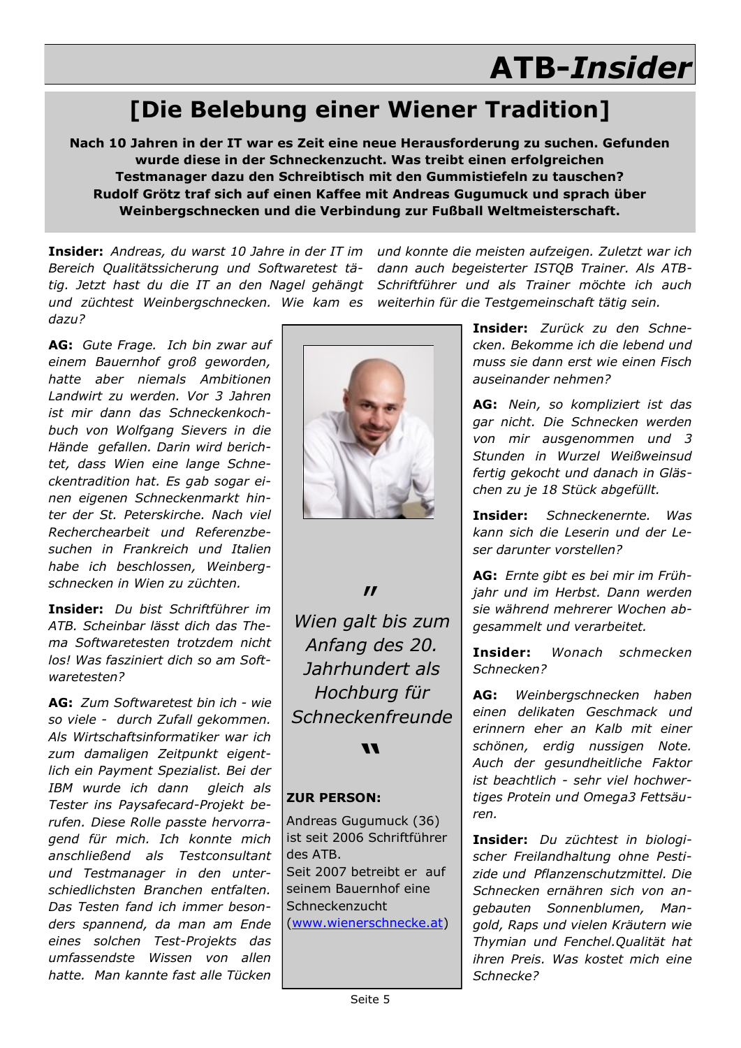# ATB-*Insider*

## [Die Belebung einer Wiener Tradition]

**Nach 10 Jahren in der IT war es Zeit eine neue Herausforderung zu suchen. Gefunden wurde diese in der Schneckenzucht. Was treibt einen erfolgreichen Testmanager dazu den Schreibtisch mit den Gummistiefeln zu tauschen? Rudolf Grötz traf sich auf einen Kaffee mit Andreas Gugumuck und sprach über Weinbergschnecken und die Verbindung zur Fußball Weltmeisterschaft.**

**Insider:** *Andreas, du warst 10 Jahre in der IT im Bereich Qualitätssicherung und Softwaretest tätig. Jetzt hast du die IT an den Nagel gehängt und züchtest Weinbergschnecken. Wie kam es dazu?*

**AG:** *Gute Frage. Ich bin zwar auf einem Bauernhof groß geworden, hatte aber niemals Ambitionen Landwirt zu werden. Vor 3 Jahren ist mir dann das Schneckenkochbuch von Wolfgang Sievers in die Hände gefallen. Darin wird berichtet, dass Wien eine lange Schneckentradition hat. Es gab sogar einen eigenen Schneckenmarkt hinter der St. Peterskirche. Nach viel Recherchearbeit und Referenzbesuchen in Frankreich und Italien habe ich beschlossen, Weinbergschnecken in Wien zu züchten.*

**Insider:** *Du bist Schriftführer im ATB. Scheinbar lässt dich das Thema Softwaretesten trotzdem nicht los! Was fasziniert dich so am Softwaretesten?*

**AG:** *Zum Softwaretest bin ich - wie so viele - durch Zufall gekommen. Als Wirtschaftsinformatiker war ich zum damaligen Zeitpunkt eigentlich ein Payment Spezialist. Bei der IBM wurde ich dann gleich als Tester ins Paysafecard-Projekt berufen. Diese Rolle passte hervorragend für mich. Ich konnte mich anschließend als Testconsultant und Testmanager in den unterschiedlichsten Branchen entfalten. Das Testen fand ich immer besonders spannend, da man am Ende eines solchen Test-Projekts das umfassendste Wissen von allen hatte. Man kannte fast alle Tücken und konnte die meisten aufzeigen. Zuletzt war ich dann auch begeisterter ISTQB Trainer. Als ATB-Schriftführer und als Trainer möchte ich auch weiterhin für die Testgemeinschaft tätig sein.*

> *"Wien galt bis zum Anfang des 20. Jahrhundert als Hochburg für Schneckenfreunde"*

**ZUR PERSON:**

Andreas Gugumuck (36) ist seit 2006 Schriftführer des ATB.
Seit 2007 betreibt er auf seinem Bauernhof eine Schneckenzucht (www.wienerschnecke.at)

**Insider:** *Zurück zu den Schnecken. Bekomme ich die lebend und muss sie dann erst wie einen Fisch auseinander nehmen?*

**AG:** *Nein, so kompliziert ist das gar nicht. Die Schnecken werden von mir ausgenommen und 3 Stunden in Wurzel Weißweinsud fertig gekocht und danach in Gläschen zu je 18 Stück abgefüllt.*

**Insider:** *Schneckenernte. Was kann sich die Leserin und der Leser darunter vorstellen?*

**AG:** *Ernte gibt es bei mir im Frühjahr und im Herbst. Dann werden sie während mehrerer Wochen abgesammelt und verarbeitet.*

**Insider:** *Wonach schmecken Schnecken?*

**AG:** *Weinbergschnecken haben einen delikaten Geschmack und erinnern eher an Kalb mit einer schönen, erdig nussigen Note. Auch der gesundheitliche Faktor ist beachtlich - sehr viel hochwertiges Protein und Omega3 Fettsäuren.*

**Insider:** *Du züchtest in biologischer Freilandhaltung ohne Pestizide und Pflanzenschutzmittel. Die Schnecken ernähren sich von angebauten Sonnenblumen, Mangold, Raps und vielen Kräutern wie Thymian und Fenchel.Qualität hat ihren Preis. Was kostet mich eine Schnecke?*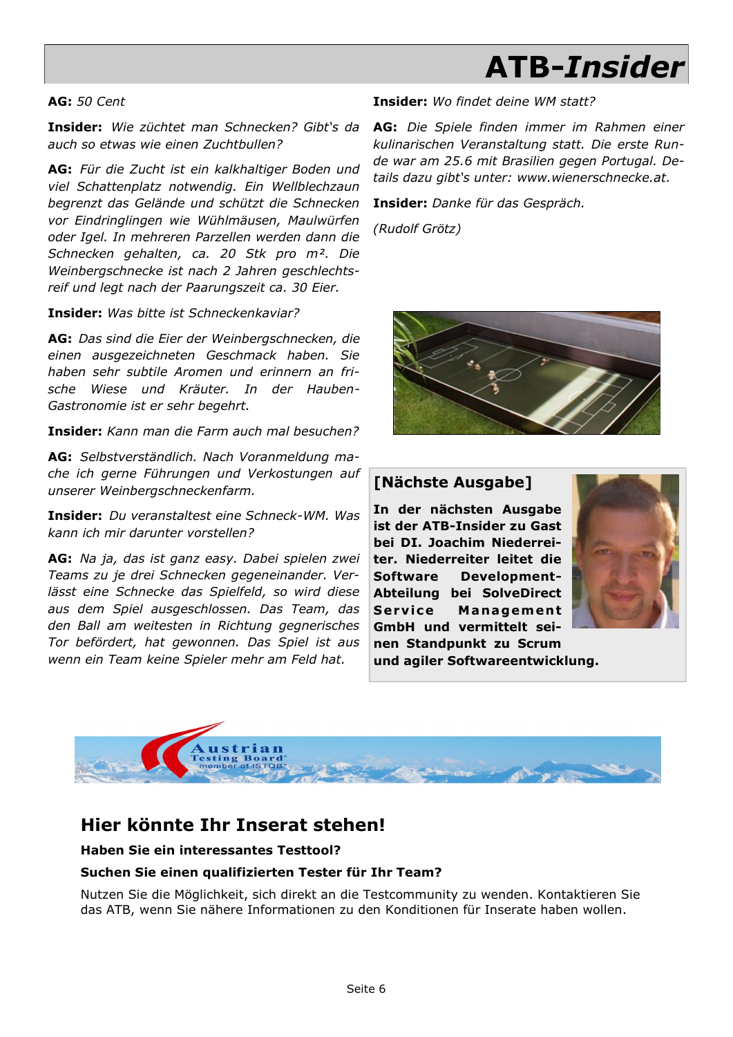# ATB-*Insider*

**AG:** *50 Cent*

**Insider:** *Wie züchtet man Schnecken? Gibt's da auch so etwas wie einen Zuchtbullen?*

**AG:** *Für die Zucht ist ein kalkhaltiger Boden und viel Schattenplatz notwendig. Ein Wellblechzaun begrenzt das Gelände und schützt die Schnecken vor Eindringlingen wie Wühlmäusen, Maulwürfen oder Igel. In mehreren Parzellen werden dann die Schnecken gehalten, ca. 20 Stk pro m². Die Weinbergschnecke ist nach 2 Jahren geschlechtsreif und legt nach der Paarungszeit ca. 30 Eier.*

**Insider:** *Was bitte ist Schneckenkaviar?*

**AG:** *Das sind die Eier der Weinbergschnecken, die einen ausgezeichneten Geschmack haben. Sie haben sehr subtile Aromen und erinnern an frische Wiese und Kräuter. In der Hauben-Gastronomie ist er sehr begehrt.*

**Insider:** *Kann man die Farm auch mal besuchen?*

**AG:** *Selbstverständlich. Nach Voranmeldung mache ich gerne Führungen und Verkostungen auf unserer Weinbergschneckenfarm.*

**Insider:** *Du veranstaltest eine Schneck-WM. Was kann ich mir darunter vorstellen?*

**AG:** *Na ja, das ist ganz easy. Dabei spielen zwei Teams zu je drei Schnecken gegeneinander. Verlässt eine Schnecke das Spielfeld, so wird diese aus dem Spiel ausgeschlossen. Das Team, das den Ball am weitesten in Richtung gegnerisches Tor befördert, hat gewonnen. Das Spiel ist aus wenn ein Team keine Spieler mehr am Feld hat.*

**Insider:** *Wo findet deine WM statt?*

**AG:** *Die Spiele finden immer im Rahmen einer kulinarischen Veranstaltung statt. Die erste Runde war am 25.6 mit Brasilien gegen Portugal. Details dazu gibt's unter: www.wienerschnecke.at.*

**Insider:** *Danke für das Gespräch.*

*(Rudolf Grötz)*

## [Nächste Ausgabe]

**In der nächsten Ausgabe ist der ATB-Insider zu Gast bei DI. Joachim Niederreiter. Niederreiter leitet die Software Development-Abteilung bei SolveDirect Service Management GmbH und vermittelt seinen Standpunkt zu Scrum und agiler Softwareentwicklung.**

Austrian Testing Board
member of ISTQB

## Hier könnte Ihr Inserat stehen!

**Haben Sie ein interessantes Testtool?**

**Suchen Sie einen qualifizierten Tester für Ihr Team?**

Nutzen Sie die Möglichkeit, sich direkt an die Testcommunity zu wenden. Kontaktieren Sie das ATB, wenn Sie nähere Informationen zu den Konditionen für Inserate haben wollen.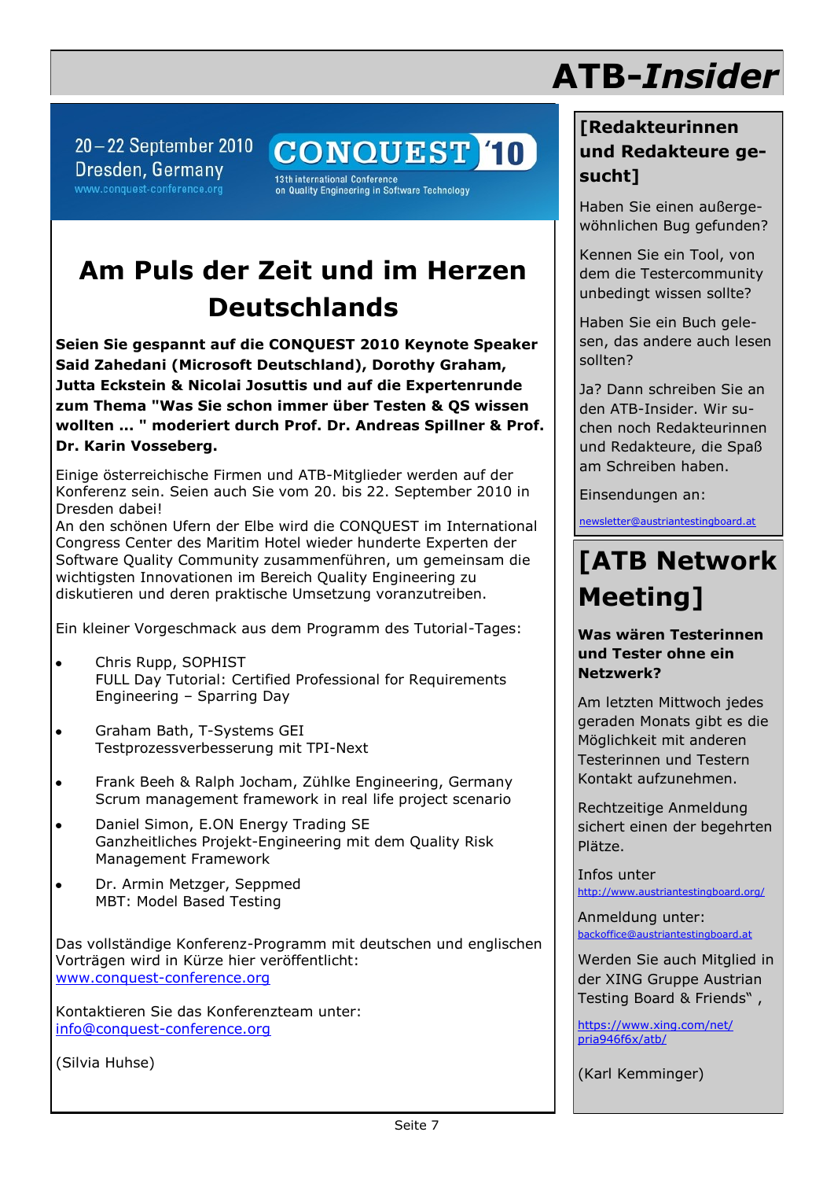20 – 22 September 2010
Dresden, Germany
www.conquest-conference.org

CONQUEST '10
13th international Conference on Quality Engineering in Software Technology

# Am Puls der Zeit und im Herzen Deutschlands

**Seien Sie gespannt auf die CONQUEST 2010 Keynote Speaker Said Zahedani (Microsoft Deutschland), Dorothy Graham, Jutta Eckstein & Nicolai Josuttis und auf die Expertenrunde zum Thema "Was Sie schon immer über Testen & QS wissen wollten ... " moderiert durch Prof. Dr. Andreas Spillner & Prof. Dr. Karin Vosseberg.**

Einige österreichische Firmen und ATB-Mitglieder werden auf der Konferenz sein. Seien auch Sie vom 20. bis 22. September 2010 in Dresden dabei!
An den schönen Ufern der Elbe wird die CONQUEST im International Congress Center des Maritim Hotel wieder hunderte Experten der Software Quality Community zusammenführen, um gemeinsam die wichtigsten Innovationen im Bereich Quality Engineering zu diskutieren und deren praktische Umsetzung voranzutreiben.

Ein kleiner Vorgeschmack aus dem Programm des Tutorial-Tages:

- Chris Rupp, SOPHIST
  FULL Day Tutorial: Certified Professional for Requirements Engineering – Sparring Day
- Graham Bath, T-Systems GEI
  Testprozessverbesserung mit TPI-Next
- Frank Beeh & Ralph Jocham, Zühlke Engineering, Germany
  Scrum management framework in real life project scenario
- Daniel Simon, E.ON Energy Trading SE
  Ganzheitliches Projekt-Engineering mit dem Quality Risk Management Framework
- Dr. Armin Metzger, Seppmed
  MBT: Model Based Testing

Das vollständige Konferenz-Programm mit deutschen und englischen Vorträgen wird in Kürze hier veröffentlicht:
www.conquest-conference.org

Kontaktieren Sie das Konferenzteam unter:
info@conquest-conference.org

(Silvia Huhse)

## [Redakteurinnen und Redakteure gesucht]

Haben Sie einen außergewöhnlichen Bug gefunden?

Kennen Sie ein Tool, von dem die Testercommunity unbedingt wissen sollte?

Haben Sie ein Buch gelesen, das andere auch lesen sollten?

Ja? Dann schreiben Sie an den ATB-Insider. Wir suchen noch Redakteurinnen und Redakteure, die Spaß am Schreiben haben.

Einsendungen an:

newsletter@austriantestingboard.at

## [ATB Network Meeting]

**Was wären Testerinnen und Tester ohne ein Netzwerk?**

Am letzten Mittwoch jedes geraden Monats gibt es die Möglichkeit mit anderen Testerinnen und Testern Kontakt aufzunehmen.

Rechtzeitige Anmeldung sichert einen der begehrten Plätze.

Infos unter
http://www.austriantestingboard.org/

Anmeldung unter:
backoffice@austriantestingboard.at

Werden Sie auch Mitglied in der XING Gruppe Austrian Testing Board & Friends" ,

https://www.xing.com/net/pria946f6x/atb/

(Karl Kemminger)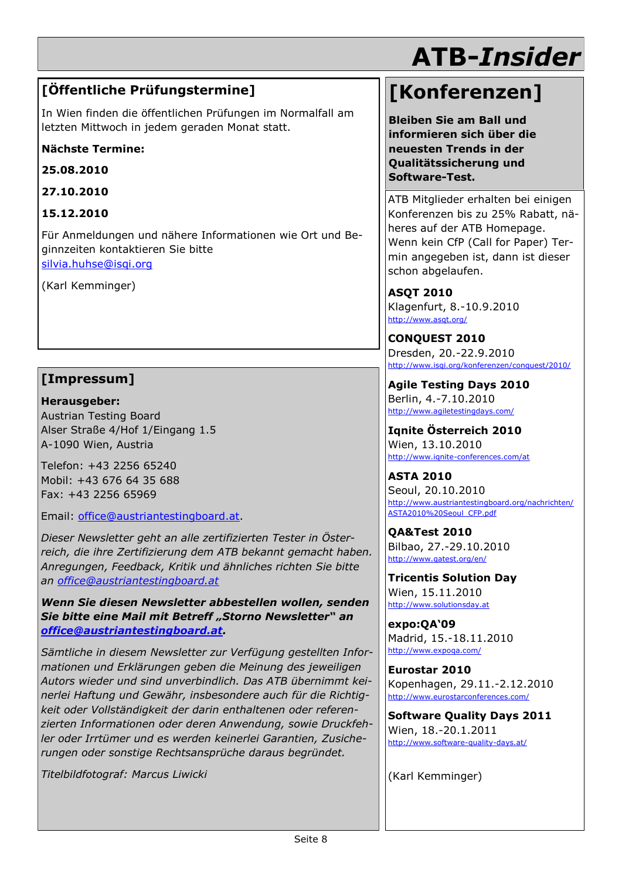# ATB-*Insider*

## [Öffentliche Prüfungstermine]

In Wien finden die öffentlichen Prüfungen im Normalfall am letzten Mittwoch in jedem geraden Monat statt.

**Nächste Termine:**

**25.08.2010**

**27.10.2010**

**15.12.2010**

Für Anmeldungen und nähere Informationen wie Ort und Beginnzeiten kontaktieren Sie bitte silvia.huhse@isqi.org

(Karl Kemminger)

## [Impressum]

**Herausgeber:**
Austrian Testing Board
Alser Straße 4/Hof 1/Eingang 1.5
A-1090 Wien, Austria

Telefon: +43 2256 65240
Mobil: +43 676 64 35 688
Fax: +43 2256 65969

Email: office@austriantestingboard.at.

*Dieser Newsletter geht an alle zertifizierten Tester in Österreich, die ihre Zertifizierung dem ATB bekannt gemacht haben. Anregungen, Feedback, Kritik und ähnliches richten Sie bitte an office@austriantestingboard.at*

***Wenn Sie diesen Newsletter abbestellen wollen, senden Sie bitte eine Mail mit Betreff „Storno Newsletter" an office@austriantestingboard.at.***

*Sämtliche in diesem Newsletter zur Verfügung gestellten Informationen und Erklärungen geben die Meinung des jeweiligen Autors wieder und sind unverbindlich. Das ATB übernimmt keinerlei Haftung und Gewähr, insbesondere auch für die Richtigkeit oder Vollständigkeit der darin enthaltenen oder referenzierten Informationen oder deren Anwendung, sowie Druckfehler oder Irrtümer und es werden keinerlei Garantien, Zusicherungen oder sonstige Rechtsansprüche daraus begründet.*

*Titelbildfotograf: Marcus Liwicki*

## [Konferenzen]

**Bleiben Sie am Ball und informieren sich über die neuesten Trends in der Qualitätssicherung und Software-Test.**

ATB Mitglieder erhalten bei einigen Konferenzen bis zu 25% Rabatt, näheres auf der ATB Homepage. Wenn kein CfP (Call for Paper) Termin angegeben ist, dann ist dieser schon abgelaufen.

**ASQT 2010**
Klagenfurt, 8.-10.9.2010
http://www.asqt.org/

**CONQUEST 2010**
Dresden, 20.-22.9.2010
http://www.isqi.org/konferenzen/conquest/2010/

**Agile Testing Days 2010**
Berlin, 4.-7.10.2010
http://www.agiletestingdays.com/

**Iqnite Österreich 2010**
Wien, 13.10.2010
http://www.iqnite-conferences.com/at

**ASTA 2010**
Seoul, 20.10.2010
http://www.austriantestingboard.org/nachrichten/ASTA2010%20Seoul_CFP.pdf

**QA&Test 2010**
Bilbao, 27.-29.10.2010
http://www.qatest.org/en/

**Tricentis Solution Day**
Wien, 15.11.2010
http://www.solutionsday.at

**expo:QA'09**
Madrid, 15.-18.11.2010
http://www.expoqa.com/

**Eurostar 2010**
Kopenhagen, 29.11.-2.12.2010
http://www.eurostarconferences.com/

**Software Quality Days 2011**
Wien, 18.-20.1.2011
http://www.software-quality-days.at/

(Karl Kemminger)